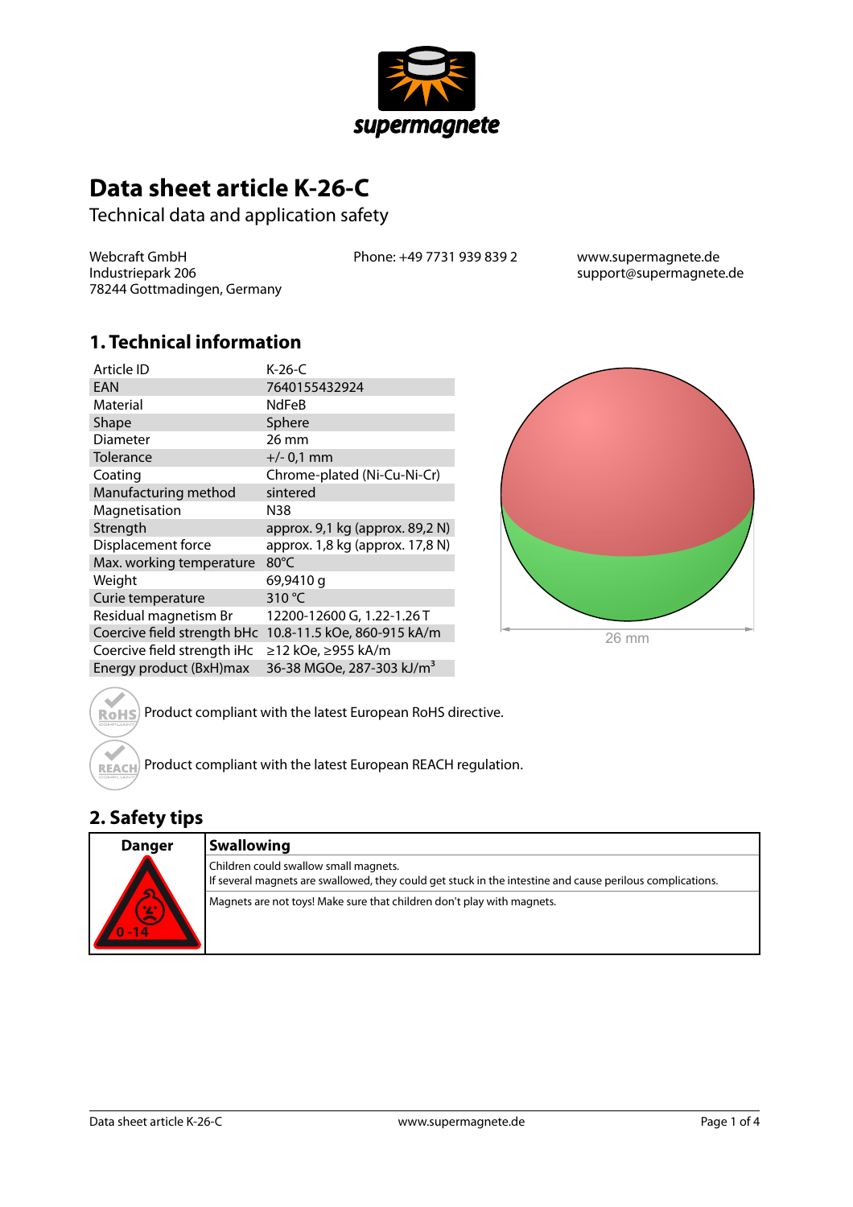supermagnete

# Data sheet article K-26-C

Technical data and application safety

Webcraft GmbH
Industriepark 206
78244 Gottmadingen, Germany

Phone: +49 7731 939 839 2

www.supermagnete.de
support@supermagnete.de

## 1. Technical information

| | |
|---|---|
| Article ID | K-26-C |
| EAN | 7640155432924 |
| Material | NdFeB |
| Shape | Sphere |
| Diameter | 26 mm |
| Tolerance | +/- 0,1 mm |
| Coating | Chrome-plated (Ni-Cu-Ni-Cr) |
| Manufacturing method | sintered |
| Magnetisation | N38 |
| Strength | approx. 9,1 kg (approx. 89,2 N) |
| Displacement force | approx. 1,8 kg (approx. 17,8 N) |
| Max. working temperature | 80°C |
| Weight | 69,9410 g |
| Curie temperature | 310 °C |
| Residual magnetism Br | 12200-12600 G, 1.22-1.26 T |
| Coercive field strength bHc | 10.8-11.5 kOe, 860-915 kA/m |
| Coercive field strength iHc | ≥12 kOe, ≥955 kA/m |
| Energy product (BxH)max | 36-38 MGOe, 287-303 kJ/m³ |

26 mm

Product compliant with the latest European RoHS directive.

Product compliant with the latest European REACH regulation.

## 2. Safety tips

| Danger | Swallowing |
|---|---|
| 0 - 14 | Children could swallow small magnets.<br>If several magnets are swallowed, they could get stuck in the intestine and cause perilous complications. |
| | Magnets are not toys! Make sure that children don't play with magnets. |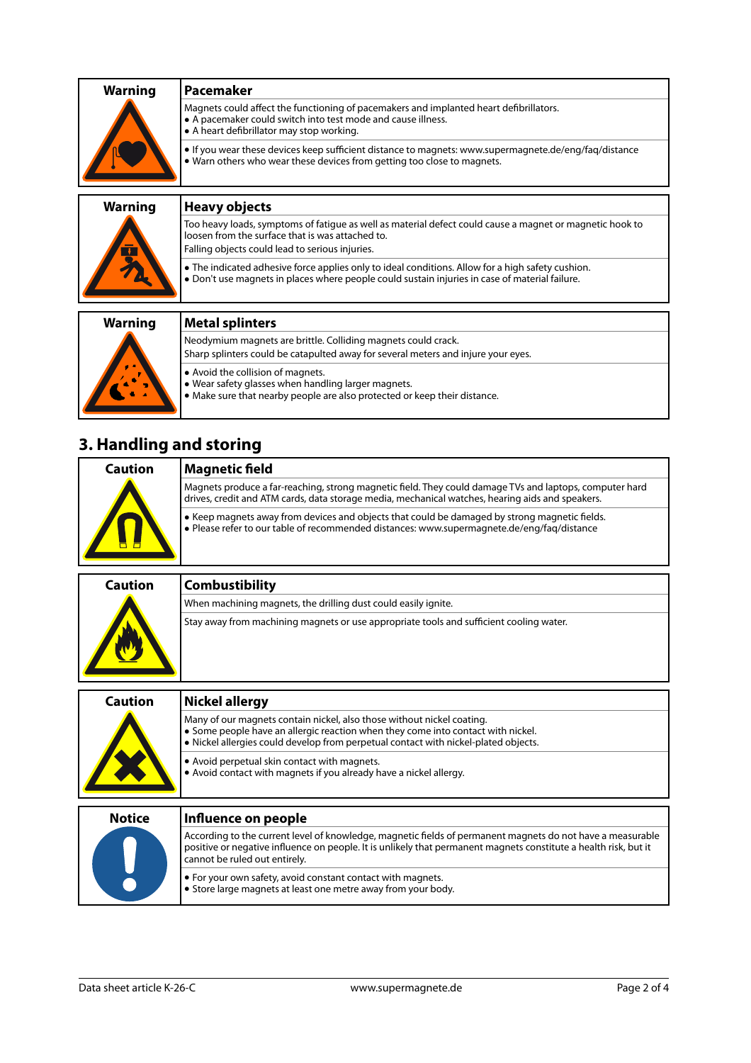| Warning | Pacemaker |
| --- | --- |
| | Magnets could affect the functioning of pacemakers and implanted heart defibrillators.<br>• A pacemaker could switch into test mode and cause illness.<br>• A heart defibrillator may stop working. |
| | • If you wear these devices keep sufficient distance to magnets: www.supermagnete.de/eng/faq/distance<br>• Warn others who wear these devices from getting too close to magnets. |

| Warning | Heavy objects |
| --- | --- |
| | Too heavy loads, symptoms of fatigue as well as material defect could cause a magnet or magnetic hook to loosen from the surface that is was attached to.<br>Falling objects could lead to serious injuries. |
| | • The indicated adhesive force applies only to ideal conditions. Allow for a high safety cushion.<br>• Don't use magnets in places where people could sustain injuries in case of material failure. |

| Warning | Metal splinters |
| --- | --- |
| | Neodymium magnets are brittle. Colliding magnets could crack.<br>Sharp splinters could be catapulted away for several meters and injure your eyes. |
| | • Avoid the collision of magnets.<br>• Wear safety glasses when handling larger magnets.<br>• Make sure that nearby people are also protected or keep their distance. |

## 3. Handling and storing

| Caution | Magnetic field |
| --- | --- |
| | Magnets produce a far-reaching, strong magnetic field. They could damage TVs and laptops, computer hard drives, credit and ATM cards, data storage media, mechanical watches, hearing aids and speakers. |
| | • Keep magnets away from devices and objects that could be damaged by strong magnetic fields.<br>• Please refer to our table of recommended distances: www.supermagnete.de/eng/faq/distance |

| Caution | Combustibility |
| --- | --- |
| | When machining magnets, the drilling dust could easily ignite. |
| | Stay away from machining magnets or use appropriate tools and sufficient cooling water. |

| Caution | Nickel allergy |
| --- | --- |
| | Many of our magnets contain nickel, also those without nickel coating.<br>• Some people have an allergic reaction when they come into contact with nickel.<br>• Nickel allergies could develop from perpetual contact with nickel-plated objects. |
| | • Avoid perpetual skin contact with magnets.<br>• Avoid contact with magnets if you already have a nickel allergy. |

| Notice | Influence on people |
| --- | --- |
| | According to the current level of knowledge, magnetic fields of permanent magnets do not have a measurable positive or negative influence on people. It is unlikely that permanent magnets constitute a health risk, but it cannot be ruled out entirely. |
| | • For your own safety, avoid constant contact with magnets.<br>• Store large magnets at least one metre away from your body. |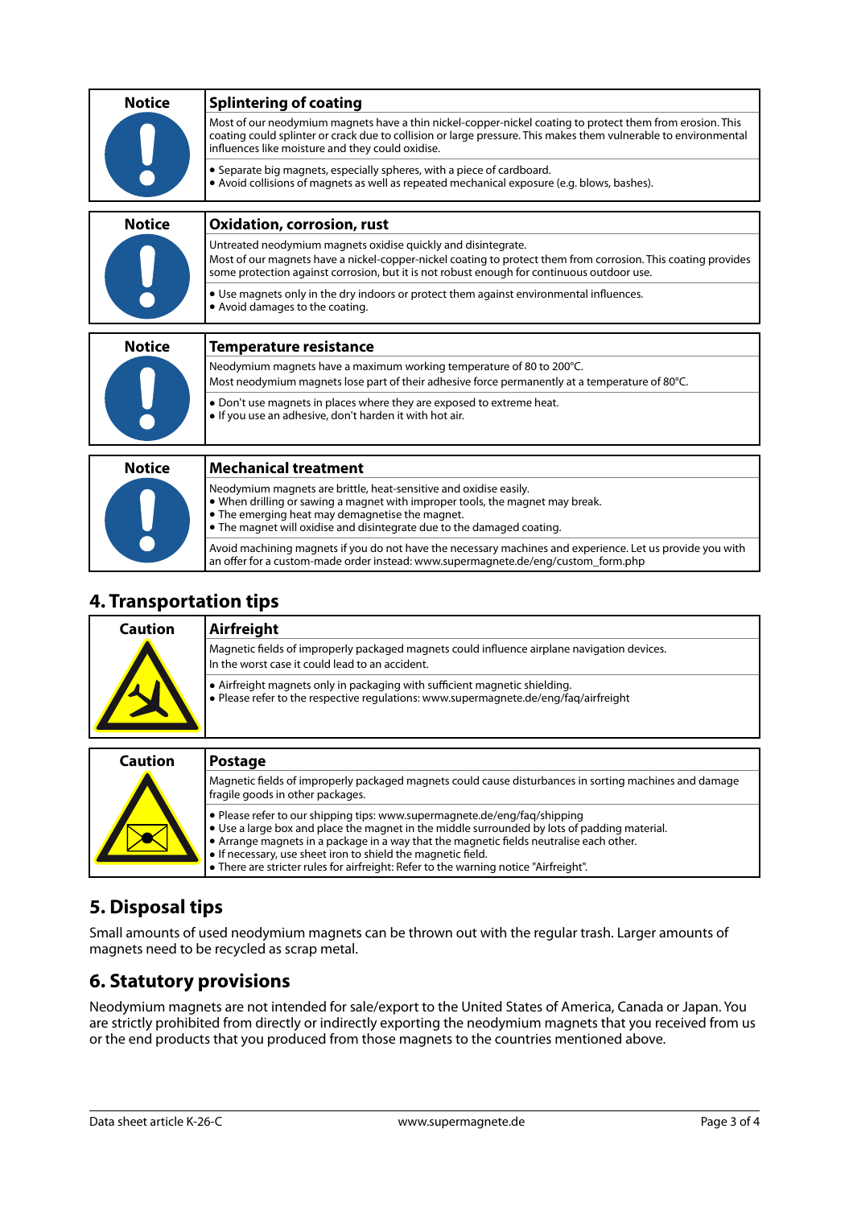| Notice | **Splintering of coating** |
| --- | --- |
| | Most of our neodymium magnets have a thin nickel-copper-nickel coating to protect them from erosion. This coating could splinter or crack due to collision or large pressure. This makes them vulnerable to environmental influences like moisture and they could oxidise. |
| | • Separate big magnets, especially spheres, with a piece of cardboard.<br>• Avoid collisions of magnets as well as repeated mechanical exposure (e.g. blows, bashes). |

| Notice | **Oxidation, corrosion, rust** |
| --- | --- |
| | Untreated neodymium magnets oxidise quickly and disintegrate.<br>Most of our magnets have a nickel-copper-nickel coating to protect them from corrosion. This coating provides some protection against corrosion, but it is not robust enough for continuous outdoor use. |
| | • Use magnets only in the dry indoors or protect them against environmental influences.<br>• Avoid damages to the coating. |

| Notice | **Temperature resistance** |
| --- | --- |
| | Neodymium magnets have a maximum working temperature of 80 to 200°C.<br>Most neodymium magnets lose part of their adhesive force permanently at a temperature of 80°C. |
| | • Don't use magnets in places where they are exposed to extreme heat.<br>• If you use an adhesive, don't harden it with hot air. |

| Notice | **Mechanical treatment** |
| --- | --- |
| | Neodymium magnets are brittle, heat-sensitive and oxidise easily.<br>• When drilling or sawing a magnet with improper tools, the magnet may break.<br>• The emerging heat may demagnetise the magnet.<br>• The magnet will oxidise and disintegrate due to the damaged coating. |
| | Avoid machining magnets if you do not have the necessary machines and experience. Let us provide you with an offer for a custom-made order instead: www.supermagnete.de/eng/custom_form.php |

## 4. Transportation tips

| Caution | **Airfreight** |
| --- | --- |
| | Magnetic fields of improperly packaged magnets could influence airplane navigation devices.<br>In the worst case it could lead to an accident. |
| | • Airfreight magnets only in packaging with sufficient magnetic shielding.<br>• Please refer to the respective regulations: www.supermagnete.de/eng/faq/airfreight |

| Caution | **Postage** |
| --- | --- |
| | Magnetic fields of improperly packaged magnets could cause disturbances in sorting machines and damage fragile goods in other packages. |
| | • Please refer to our shipping tips: www.supermagnete.de/eng/faq/shipping<br>• Use a large box and place the magnet in the middle surrounded by lots of padding material.<br>• Arrange magnets in a package in a way that the magnetic fields neutralise each other.<br>• If necessary, use sheet iron to shield the magnetic field.<br>• There are stricter rules for airfreight: Refer to the warning notice "Airfreight". |

## 5. Disposal tips

Small amounts of used neodymium magnets can be thrown out with the regular trash. Larger amounts of magnets need to be recycled as scrap metal.

## 6. Statutory provisions

Neodymium magnets are not intended for sale/export to the United States of America, Canada or Japan. You are strictly prohibited from directly or indirectly exporting the neodymium magnets that you received from us or the end products that you produced from those magnets to the countries mentioned above.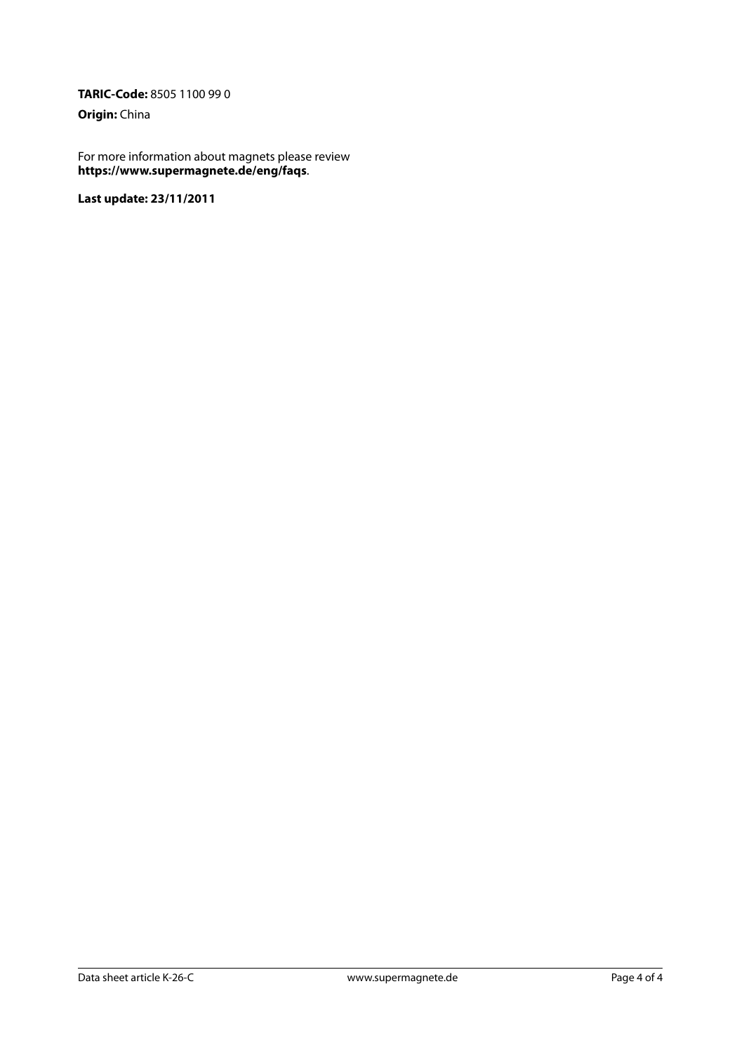**TARIC-Code:** 8505 1100 99 0

**Origin:** China

For more information about magnets please review
**https://www.supermagnete.de/eng/faqs**.

**Last update: 23/11/2011**